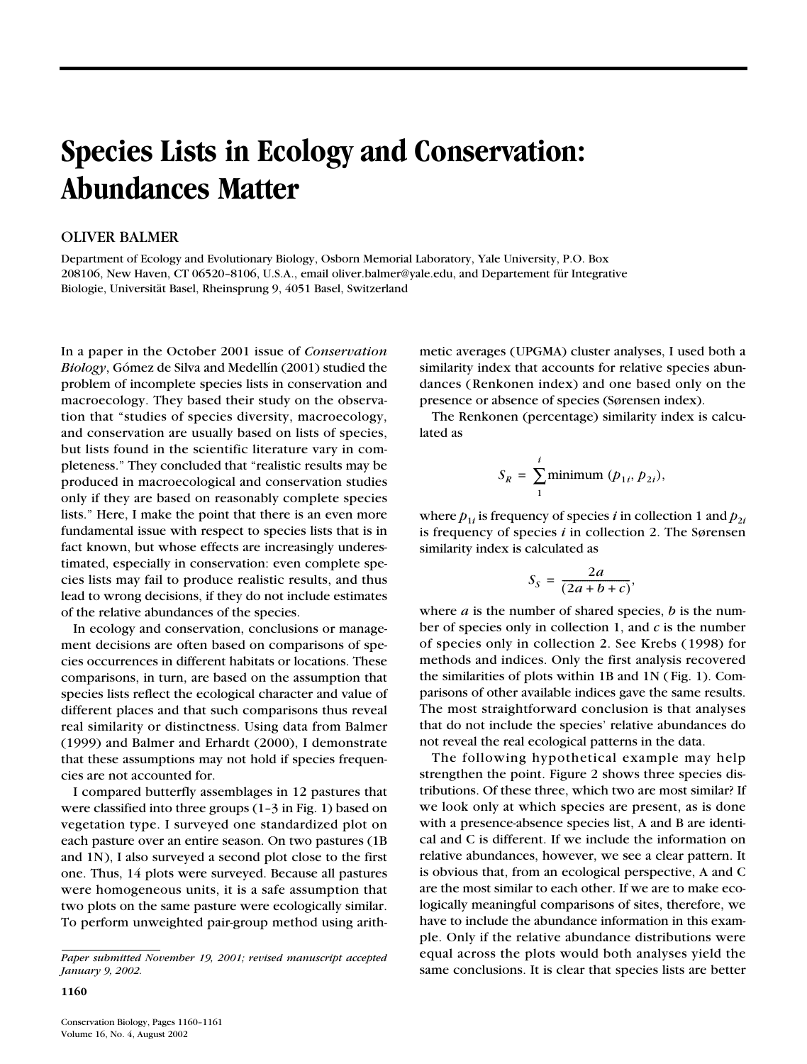# Species Lists in Ecology and Conservation: Abundances Matter

OLIVER BALMER

Department of Ecology and Evolutionary Biology, Osborn Memorial Laboratory, Yale University, P.O. Box 208106, New Haven, CT 06520–8106, U.S.A., email oliver.balmer@yale.edu, and Departement für Integrative Biologie, Universität Basel, Rheinsprung 9, 4051 Basel, Switzerland

In a paper in the October 2001 issue of *Conservation Biology*, Gómez de Silva and Medellín (2001) studied the problem of incomplete species lists in conservation and macroecology. They based their study on the observation that "studies of species diversity, macroecology, and conservation are usually based on lists of species, but lists found in the scientific literature vary in completeness." They concluded that "realistic results may be produced in macroecological and conservation studies only if they are based on reasonably complete species lists." Here, I make the point that there is an even more fundamental issue with respect to species lists that is in fact known, but whose effects are increasingly underestimated, especially in conservation: even complete species lists may fail to produce realistic results, and thus lead to wrong decisions, if they do not include estimates of the relative abundances of the species.

In ecology and conservation, conclusions or management decisions are often based on comparisons of species occurrences in different habitats or locations. These comparisons, in turn, are based on the assumption that species lists reflect the ecological character and value of different places and that such comparisons thus reveal real similarity or distinctness. Using data from Balmer (1999) and Balmer and Erhardt (2000), I demonstrate that these assumptions may not hold if species frequencies are not accounted for.

I compared butterfly assemblages in 12 pastures that were classified into three groups (1–3 in Fig. 1) based on vegetation type. I surveyed one standardized plot on each pasture over an entire season. On two pastures (1B and 1N), I also surveyed a second plot close to the first one. Thus, 14 plots were surveyed. Because all pastures were homogeneous units, it is a safe assumption that two plots on the same pasture were ecologically similar. To perform unweighted pair-group method using arithmetic averages (UPGMA) cluster analyses, I used both a similarity index that accounts for relative species abundances (Renkonen index) and one based only on the presence or absence of species (Sørensen index).

The Renkonen (percentage) similarity index is calculated as

$$S_R = \sum_{1}^{i} \text{minimum } (p_{1i}, p_{2i}),$$

where $p_{1i}$ is frequency of species $i$ in collection 1 and $p_{2i}$ is frequency of species $i$ in collection 2. The Sørensen similarity index is calculated as

$$S_S = \frac{2a}{(2a + b + c)},$$

where $a$ is the number of shared species, $b$ is the number of species only in collection 1, and $c$ is the number of species only in collection 2. See Krebs (1998) for methods and indices. Only the first analysis recovered the similarities of plots within 1B and 1N (Fig. 1). Comparisons of other available indices gave the same results. The most straightforward conclusion is that analyses that do not include the species' relative abundances do not reveal the real ecological patterns in the data.

The following hypothetical example may help strengthen the point. Figure 2 shows three species distributions. Of these three, which two are most similar? If we look only at which species are present, as is done with a presence-absence species list, A and B are identical and C is different. If we include the information on relative abundances, however, we see a clear pattern. It is obvious that, from an ecological perspective, A and C are the most similar to each other. If we are to make ecologically meaningful comparisons of sites, therefore, we have to include the abundance information in this example. Only if the relative abundance distributions were equal across the plots would both analyses yield the same conclusions. It is clear that species lists are better

*Paper submitted November 19, 2001; revised manuscript accepted January 9, 2002.*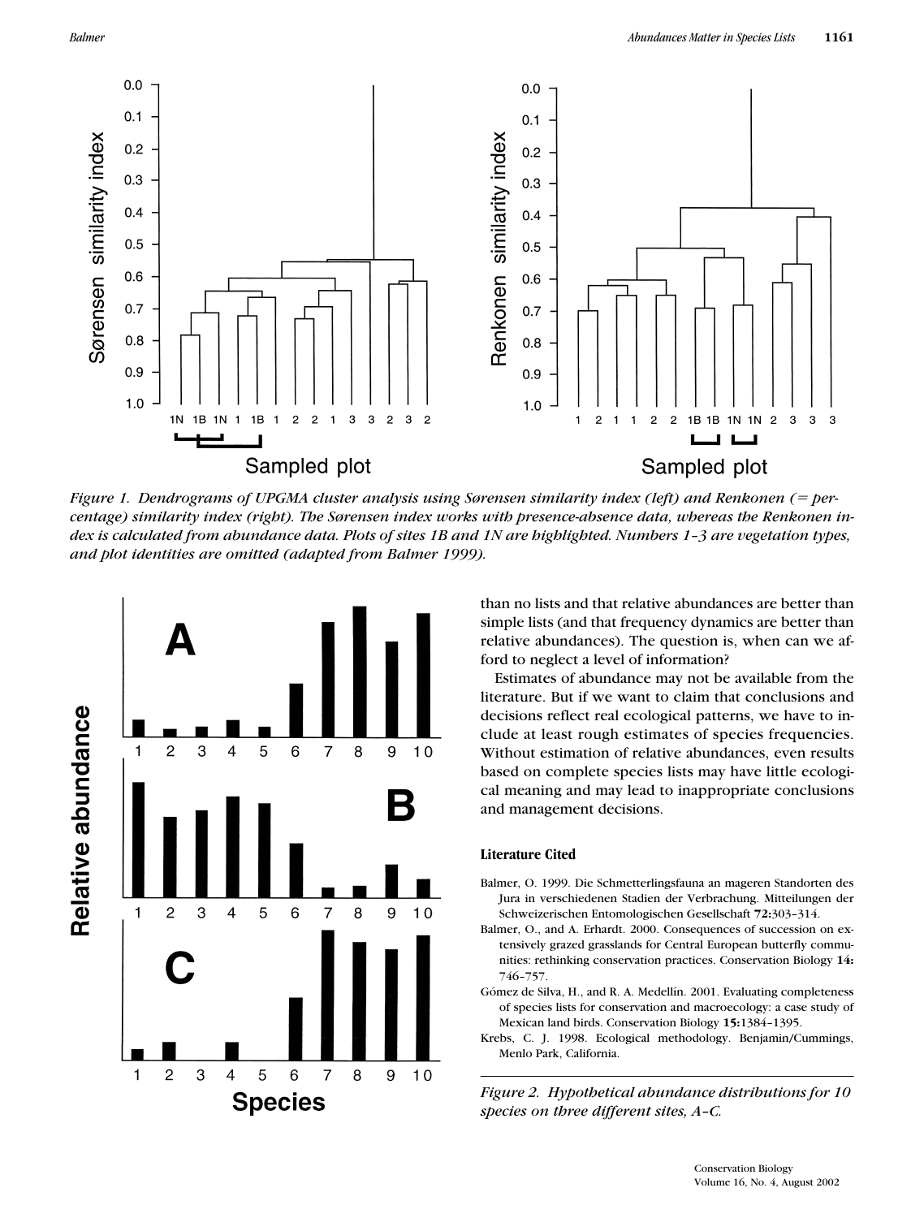Sørensen similarity index

0.0
0.1
0.2
0.3
0.4
0.5
0.6
0.7
0.8
0.9
1.0

1N 1B 1N 1 1B 1 2 2 1 3 3 2 3 2

Sampled plot

Renkonen similarity index

0.0
0.1
0.2
0.3
0.4
0.5
0.6
0.7
0.8
0.9
1.0

1 2 1 1 2 2 1B 1B 1N 1N 2 3 3 3

Sampled plot

*Figure 1. Dendrograms of UPGMA cluster analysis using Sørensen similarity index (left) and Renkonen (= percentage) similarity index (right). The Sørensen index works with presence-absence data, whereas the Renkonen index is calculated from abundance data. Plots of sites 1B and 1N are highlighted. Numbers 1–3 are vegetation types, and plot identities are omitted (adapted from Balmer 1999).*

Relative abundance

A

1 2 3 4 5 6 7 8 9 10

B

1 2 3 4 5 6 7 8 9 10

C

1 2 3 4 5 6 7 8 9 10

Species

*Figure 2. Hypothetical abundance distributions for 10 species on three different sites, A–C.*

than no lists and that relative abundances are better than simple lists (and that frequency dynamics are better than relative abundances). The question is, when can we afford to neglect a level of information?

Estimates of abundance may not be available from the literature. But if we want to claim that conclusions and decisions reflect real ecological patterns, we have to include at least rough estimates of species frequencies. Without estimation of relative abundances, even results based on complete species lists may have little ecological meaning and may lead to inappropriate conclusions and management decisions.

### Literature Cited

Balmer, O. 1999. Die Schmetterlingsfauna an mageren Standorten des Jura in verschiedenen Stadien der Verbrachung. Mitteilungen der Schweizerischen Entomologischen Gesellschaft **72:**303–314.

Balmer, O., and A. Erhardt. 2000. Consequences of succession on extensively grazed grasslands for Central European butterfly communities: rethinking conservation practices. Conservation Biology **14:** 746–757.

Gómez de Silva, H., and R. A. Medellín. 2001. Evaluating completeness of species lists for conservation and macroecology: a case study of Mexican land birds. Conservation Biology **15:**1384–1395.

Krebs, C. J. 1998. Ecological methodology. Benjamin/Cummings, Menlo Park, California.